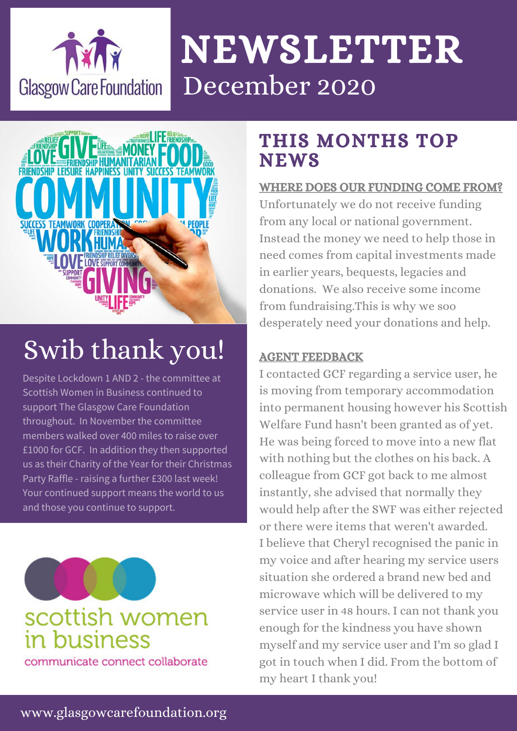Glasgow Care Foundation

# NEWSLETTER
December 2020

## Swib thank you!

Despite Lockdown 1 AND 2 - the committee at Scottish Women in Business continued to support The Glasgow Care Foundation throughout. In November the committee members walked over 400 miles to raise over £1000 for GCF. In addition they then supported us as their Charity of the Year for their Christmas Party Raffle - raising a further £300 last week! Your continued support means the world to us and those you continue to support.

scottish women in business
communicate connect collaborate

## THIS MONTHS TOP NEWS

### WHERE DOES OUR FUNDING COME FROM?

Unfortunately we do not receive funding from any local or national government. Instead the money we need to help those in need comes from capital investments made in earlier years, bequests, legacies and donations. We also receive some income from fundraising.This is why we soo desperately need your donations and help.

### AGENT FEEDBACK

I contacted GCF regarding a service user, he is moving from temporary accommodation into permanent housing however his Scottish Welfare Fund hasn't been granted as of yet. He was being forced to move into a new flat with nothing but the clothes on his back. A colleague from GCF got back to me almost instantly, she advised that normally they would help after the SWF was either rejected or there were items that weren't awarded. I believe that Cheryl recognised the panic in my voice and after hearing my service users situation she ordered a brand new bed and microwave which will be delivered to my service user in 48 hours. I can not thank you enough for the kindness you have shown myself and my service user and I'm so glad I got in touch when I did. From the bottom of my heart I thank you!

www.glasgowcarefoundation.org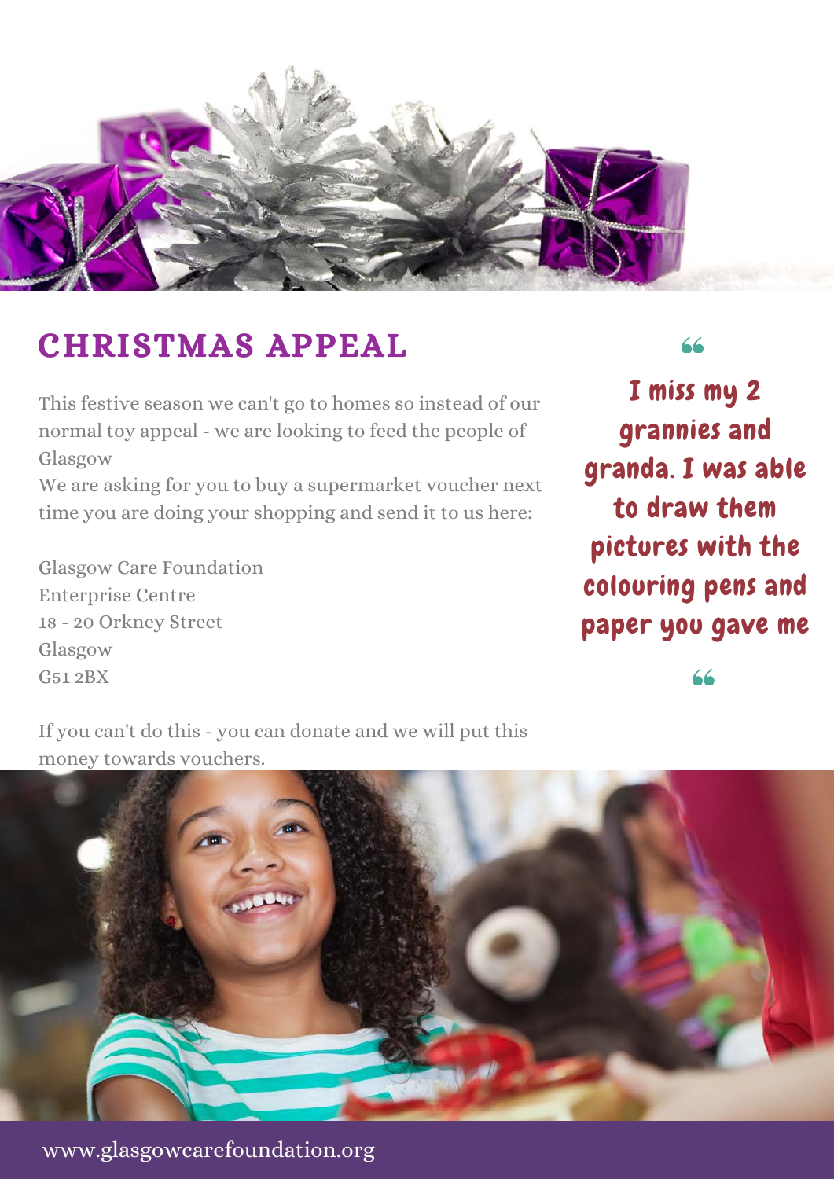## CHRISTMAS APPEAL

This festive season we can't go to homes so instead of our normal toy appeal - we are looking to feed the people of Glasgow

We are asking for you to buy a supermarket voucher next time you are doing your shopping and send it to us here:

Glasgow Care Foundation  
Enterprise Centre  
18 - 20 Orkney Street  
Glasgow  
G51 2BX

If you can't do this - you can donate and we will put this money towards vouchers.

> "I miss my 2 grannies and granda. I was able to draw them pictures with the colouring pens and paper you gave me"

www.glasgowcarefoundation.org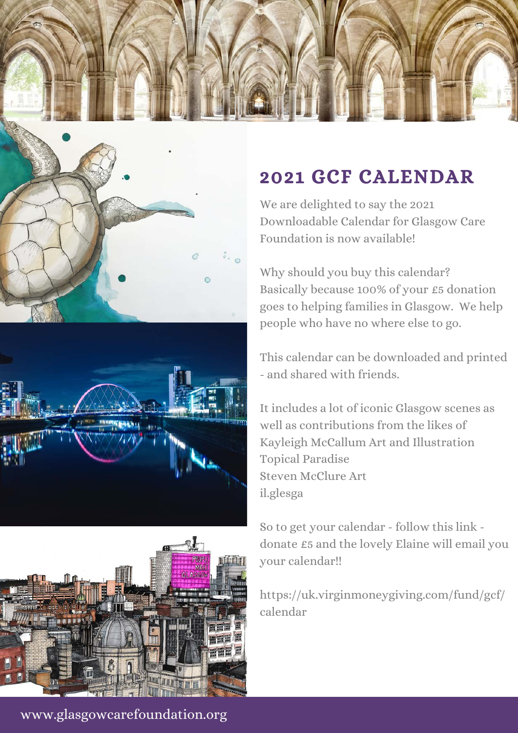## 2021 GCF CALENDAR

We are delighted to say the 2021 Downloadable Calendar for Glasgow Care Foundation is now available!

Why should you buy this calendar? Basically because 100% of your £5 donation goes to helping families in Glasgow. We help people who have no where else to go.

This calendar can be downloaded and printed - and shared with friends.

It includes a lot of iconic Glasgow scenes as well as contributions from the likes of
Kayleigh McCallum Art and Illustration
Topical Paradise
Steven McClure Art
il.glesga

So to get your calendar - follow this link - donate £5 and the lovely Elaine will email you your calendar!!

https://uk.virginmoneygiving.com/fund/gcf/calendar

www.glasgowcarefoundation.org